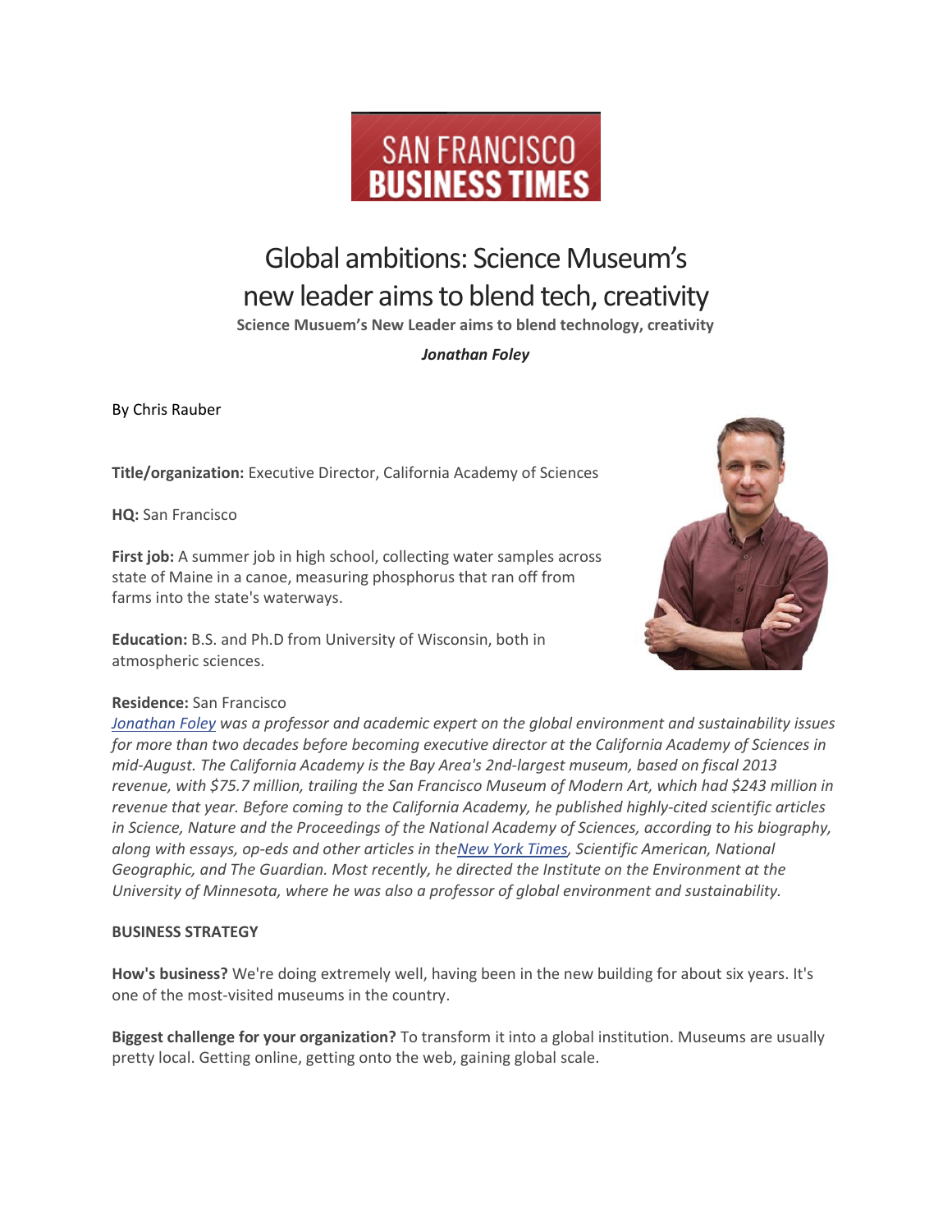SAN FRANCISCO BUSINESS TIMES

# Global ambitions: Science Museum's new leader aims to blend tech, creativity

**Science Musuem's New Leader aims to blend technology, creativity**

***Jonathan Foley***

By Chris Rauber

**Title/organization:** Executive Director, California Academy of Sciences

**HQ:** San Francisco

**First job:** A summer job in high school, collecting water samples across state of Maine in a canoe, measuring phosphorus that ran off from farms into the state's waterways.

**Education:** B.S. and Ph.D from University of Wisconsin, both in atmospheric sciences.

**Residence:** San Francisco

*Jonathan Foley was a professor and academic expert on the global environment and sustainability issues for more than two decades before becoming executive director at the California Academy of Sciences in mid-August. The California Academy is the Bay Area's 2nd-largest museum, based on fiscal 2013 revenue, with $75.7 million, trailing the San Francisco Museum of Modern Art, which had $243 million in revenue that year. Before coming to the California Academy, he published highly-cited scientific articles in Science, Nature and the Proceedings of the National Academy of Sciences, according to his biography, along with essays, op-eds and other articles in theNew York Times, Scientific American, National Geographic, and The Guardian. Most recently, he directed the Institute on the Environment at the University of Minnesota, where he was also a professor of global environment and sustainability.*

**BUSINESS STRATEGY**

**How's business?** We're doing extremely well, having been in the new building for about six years. It's one of the most-visited museums in the country.

**Biggest challenge for your organization?** To transform it into a global institution. Museums are usually pretty local. Getting online, getting onto the web, gaining global scale.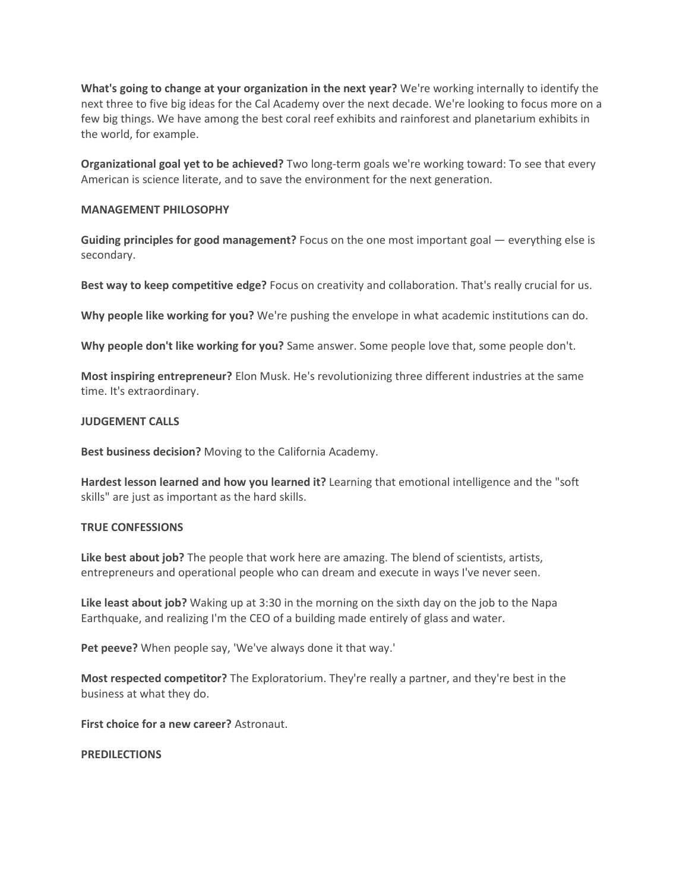**What's going to change at your organization in the next year?** We're working internally to identify the next three to five big ideas for the Cal Academy over the next decade. We're looking to focus more on a few big things. We have among the best coral reef exhibits and rainforest and planetarium exhibits in the world, for example.

**Organizational goal yet to be achieved?** Two long-term goals we're working toward: To see that every American is science literate, and to save the environment for the next generation.

**MANAGEMENT PHILOSOPHY**

**Guiding principles for good management?** Focus on the one most important goal — everything else is secondary.

**Best way to keep competitive edge?** Focus on creativity and collaboration. That's really crucial for us.

**Why people like working for you?** We're pushing the envelope in what academic institutions can do.

**Why people don't like working for you?** Same answer. Some people love that, some people don't.

**Most inspiring entrepreneur?** Elon Musk. He's revolutionizing three different industries at the same time. It's extraordinary.

**JUDGEMENT CALLS**

**Best business decision?** Moving to the California Academy.

**Hardest lesson learned and how you learned it?** Learning that emotional intelligence and the "soft skills" are just as important as the hard skills.

**TRUE CONFESSIONS**

**Like best about job?** The people that work here are amazing. The blend of scientists, artists, entrepreneurs and operational people who can dream and execute in ways I've never seen.

**Like least about job?** Waking up at 3:30 in the morning on the sixth day on the job to the Napa Earthquake, and realizing I'm the CEO of a building made entirely of glass and water.

**Pet peeve?** When people say, 'We've always done it that way.'

**Most respected competitor?** The Exploratorium. They're really a partner, and they're best in the business at what they do.

**First choice for a new career?** Astronaut.

**PREDILECTIONS**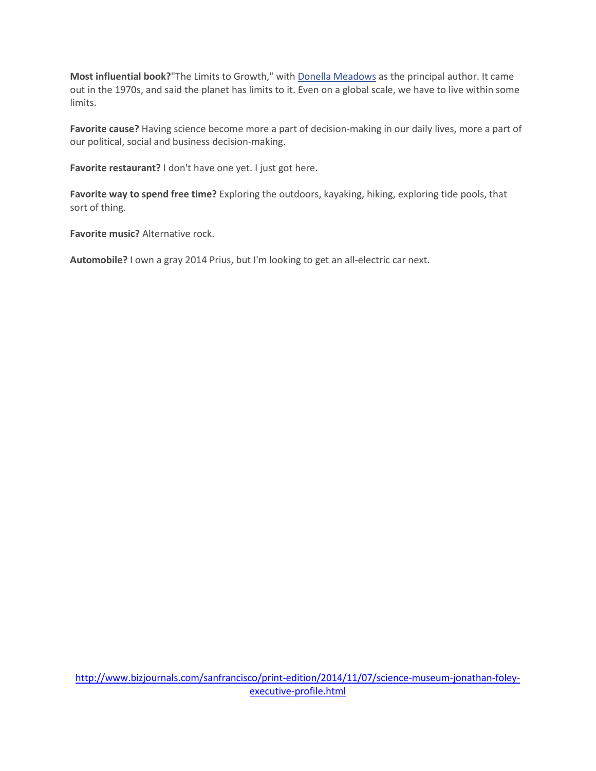**Most influential book?**"The Limits to Growth," with [Donella Meadows](#) as the principal author. It came out in the 1970s, and said the planet has limits to it. Even on a global scale, we have to live within some limits.

**Favorite cause?** Having science become more a part of decision-making in our daily lives, more a part of our political, social and business decision-making.

**Favorite restaurant?** I don't have one yet. I just got here.

**Favorite way to spend free time?** Exploring the outdoors, kayaking, hiking, exploring tide pools, that sort of thing.

**Favorite music?** Alternative rock.

**Automobile?** I own a gray 2014 Prius, but I'm looking to get an all-electric car next.

http://www.bizjournals.com/sanfrancisco/print-edition/2014/11/07/science-museum-jonathan-foley-executive-profile.html